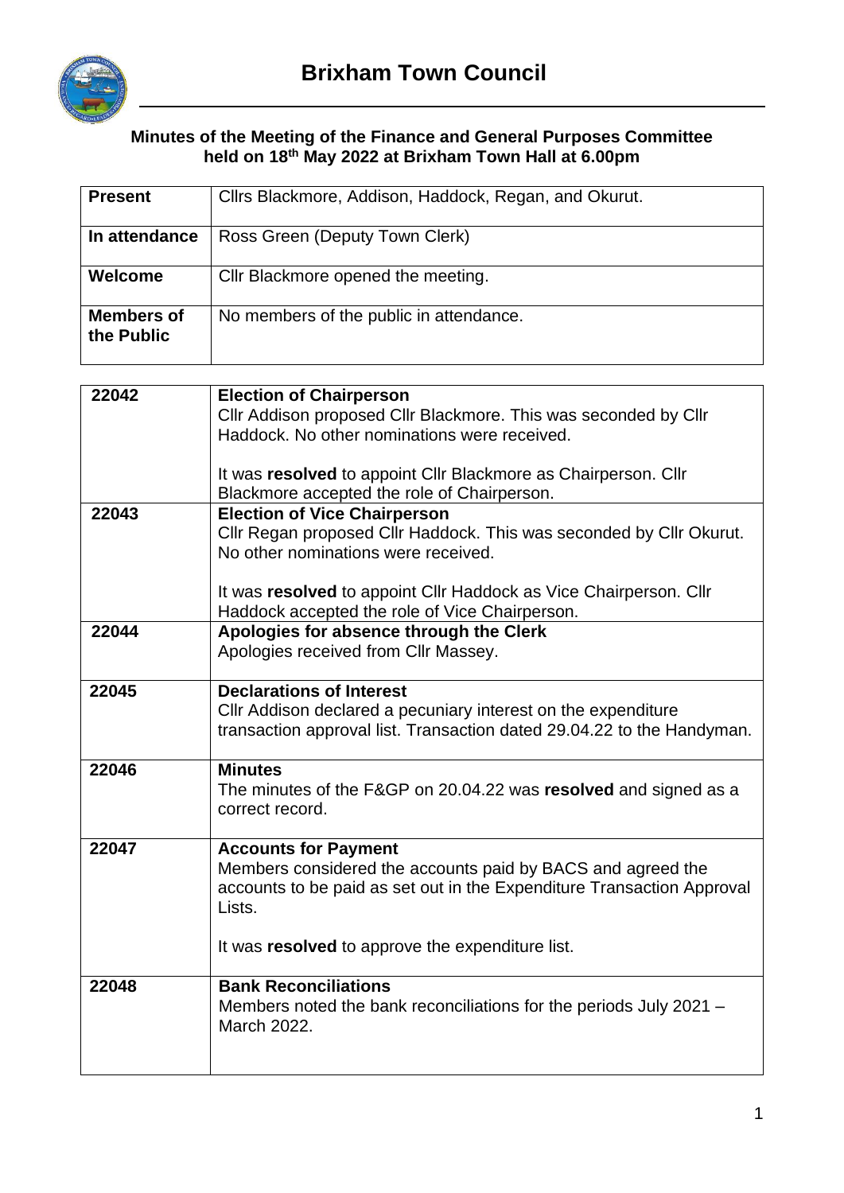# Brixham Town Council

**Minutes of the Meeting of the Finance and General Purposes Committee held on 18th May 2022 at Brixham Town Hall at 6.00pm**

| | |
|---|---|
| **Present** | Cllrs Blackmore, Addison, Haddock, Regan, and Okurut. |
| **In attendance** | Ross Green (Deputy Town Clerk) |
| **Welcome** | Cllr Blackmore opened the meeting. |
| **Members of the Public** | No members of the public in attendance. |

| | |
|---|---|
| 22042 | **Election of Chairperson**<br>Cllr Addison proposed Cllr Blackmore. This was seconded by Cllr Haddock. No other nominations were received.<br><br>It was **resolved** to appoint Cllr Blackmore as Chairperson. Cllr Blackmore accepted the role of Chairperson. |
| 22043 | **Election of Vice Chairperson**<br>Cllr Regan proposed Cllr Haddock. This was seconded by Cllr Okurut. No other nominations were received.<br><br>It was **resolved** to appoint Cllr Haddock as Vice Chairperson. Cllr Haddock accepted the role of Vice Chairperson. |
| 22044 | **Apologies for absence through the Clerk**<br>Apologies received from Cllr Massey. |
| 22045 | **Declarations of Interest**<br>Cllr Addison declared a pecuniary interest on the expenditure transaction approval list. Transaction dated 29.04.22 to the Handyman. |
| 22046 | **Minutes**<br>The minutes of the F&GP on 20.04.22 was **resolved** and signed as a correct record. |
| 22047 | **Accounts for Payment**<br>Members considered the accounts paid by BACS and agreed the accounts to be paid as set out in the Expenditure Transaction Approval Lists.<br><br>It was **resolved** to approve the expenditure list. |
| 22048 | **Bank Reconciliations**<br>Members noted the bank reconciliations for the periods July 2021 – March 2022. |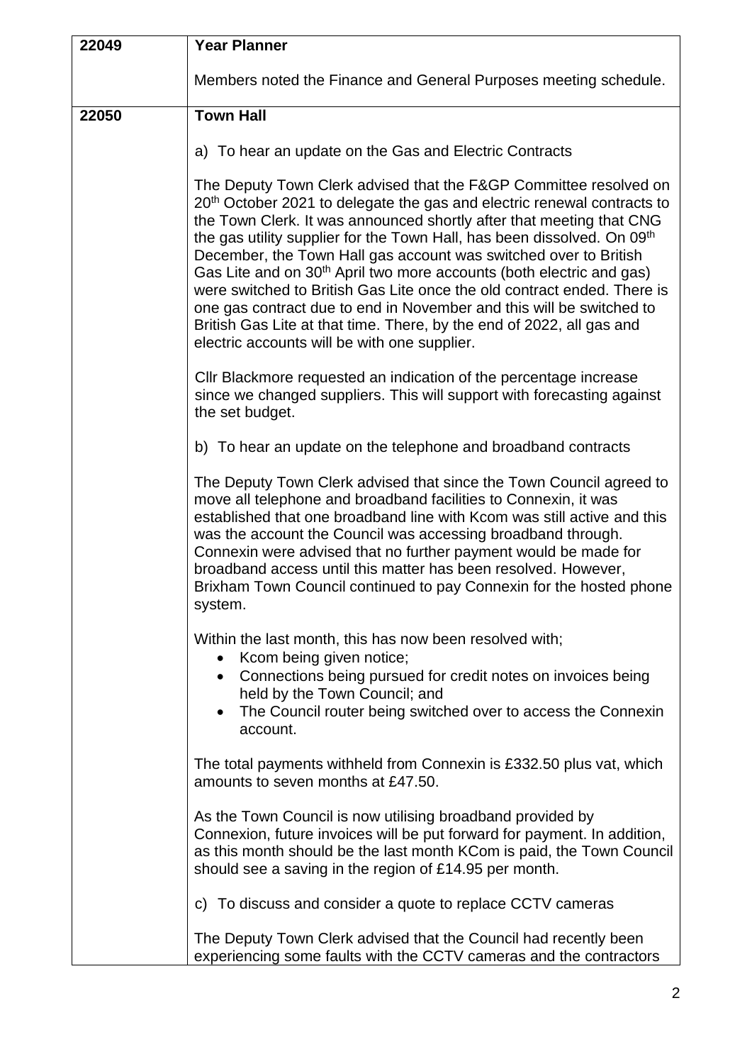| | |
|---|---|
| **22049** | **Year Planner**<br><br>Members noted the Finance and General Purposes meeting schedule. |
| **22050** | **Town Hall**<br><br>a) To hear an update on the Gas and Electric Contracts<br><br>The Deputy Town Clerk advised that the F&GP Committee resolved on 20th October 2021 to delegate the gas and electric renewal contracts to the Town Clerk. It was announced shortly after that meeting that CNG the gas utility supplier for the Town Hall, has been dissolved. On 09th December, the Town Hall gas account was switched over to British Gas Lite and on 30th April two more accounts (both electric and gas) were switched to British Gas Lite once the old contract ended. There is one gas contract due to end in November and this will be switched to British Gas Lite at that time. There, by the end of 2022, all gas and electric accounts will be with one supplier.<br><br>Cllr Blackmore requested an indication of the percentage increase since we changed suppliers. This will support with forecasting against the set budget.<br><br>b) To hear an update on the telephone and broadband contracts<br><br>The Deputy Town Clerk advised that since the Town Council agreed to move all telephone and broadband facilities to Connexin, it was established that one broadband line with Kcom was still active and this was the account the Council was accessing broadband through. Connexin were advised that no further payment would be made for broadband access until this matter has been resolved. However, Brixham Town Council continued to pay Connexin for the hosted phone system.<br><br>Within the last month, this has now been resolved with;<br>• Kcom being given notice;<br>• Connections being pursued for credit notes on invoices being held by the Town Council; and<br>• The Council router being switched over to access the Connexin account.<br><br>The total payments withheld from Connexin is £332.50 plus vat, which amounts to seven months at £47.50.<br><br>As the Town Council is now utilising broadband provided by Connexion, future invoices will be put forward for payment. In addition, as this month should be the last month KCom is paid, the Town Council should see a saving in the region of £14.95 per month.<br><br>c) To discuss and consider a quote to replace CCTV cameras<br><br>The Deputy Town Clerk advised that the Council had recently been experiencing some faults with the CCTV cameras and the contractors |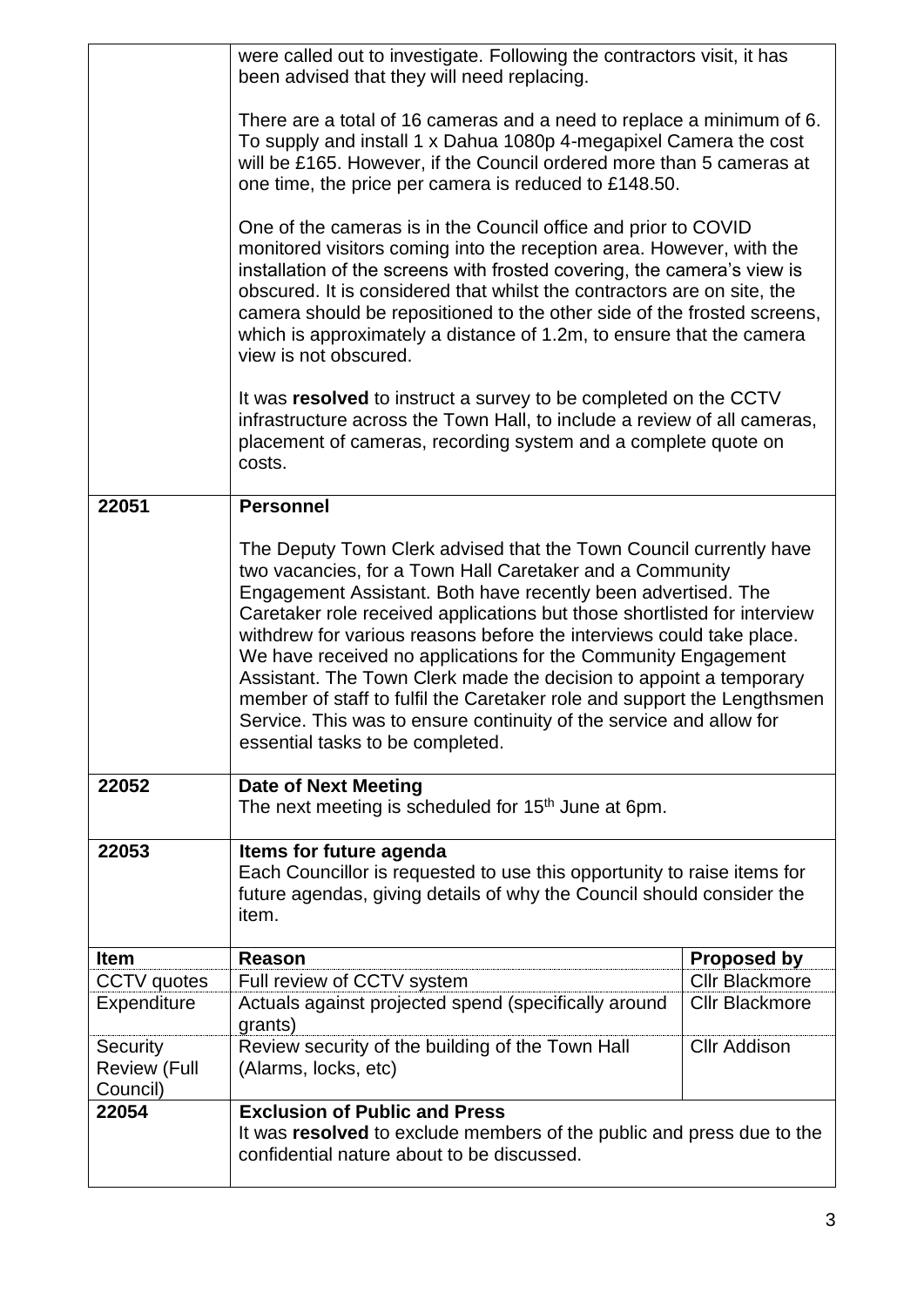| | |
|---|---|
| | were called out to investigate. Following the contractors visit, it has been advised that they will need replacing.<br><br>There are a total of 16 cameras and a need to replace a minimum of 6. To supply and install 1 x Dahua 1080p 4-megapixel Camera the cost will be £165. However, if the Council ordered more than 5 cameras at one time, the price per camera is reduced to £148.50.<br><br>One of the cameras is in the Council office and prior to COVID monitored visitors coming into the reception area. However, with the installation of the screens with frosted covering, the camera's view is obscured. It is considered that whilst the contractors are on site, the camera should be repositioned to the other side of the frosted screens, which is approximately a distance of 1.2m, to ensure that the camera view is not obscured.<br><br>It was **resolved** to instruct a survey to be completed on the CCTV infrastructure across the Town Hall, to include a review of all cameras, placement of cameras, recording system and a complete quote on costs. |
| **22051** | **Personnel**<br><br>The Deputy Town Clerk advised that the Town Council currently have two vacancies, for a Town Hall Caretaker and a Community Engagement Assistant. Both have recently been advertised. The Caretaker role received applications but those shortlisted for interview withdrew for various reasons before the interviews could take place. We have received no applications for the Community Engagement Assistant. The Town Clerk made the decision to appoint a temporary member of staff to fulfil the Caretaker role and support the Lengthsmen Service. This was to ensure continuity of the service and allow for essential tasks to be completed. |
| **22052** | **Date of Next Meeting**<br>The next meeting is scheduled for 15th June at 6pm. |
| **22053** | **Items for future agenda**<br>Each Councillor is requested to use this opportunity to raise items for future agendas, giving details of why the Council should consider the item. |

| **Item** | **Reason** | **Proposed by** |
|---|---|---|
| CCTV quotes | Full review of CCTV system | Cllr Blackmore |
| Expenditure | Actuals against projected spend (specifically around grants) | Cllr Blackmore |
| Security Review (Full Council) | Review security of the building of the Town Hall (Alarms, locks, etc) | Cllr Addison |

| | |
|---|---|
| **22054** | **Exclusion of Public and Press**<br>It was **resolved** to exclude members of the public and press due to the confidential nature about to be discussed. |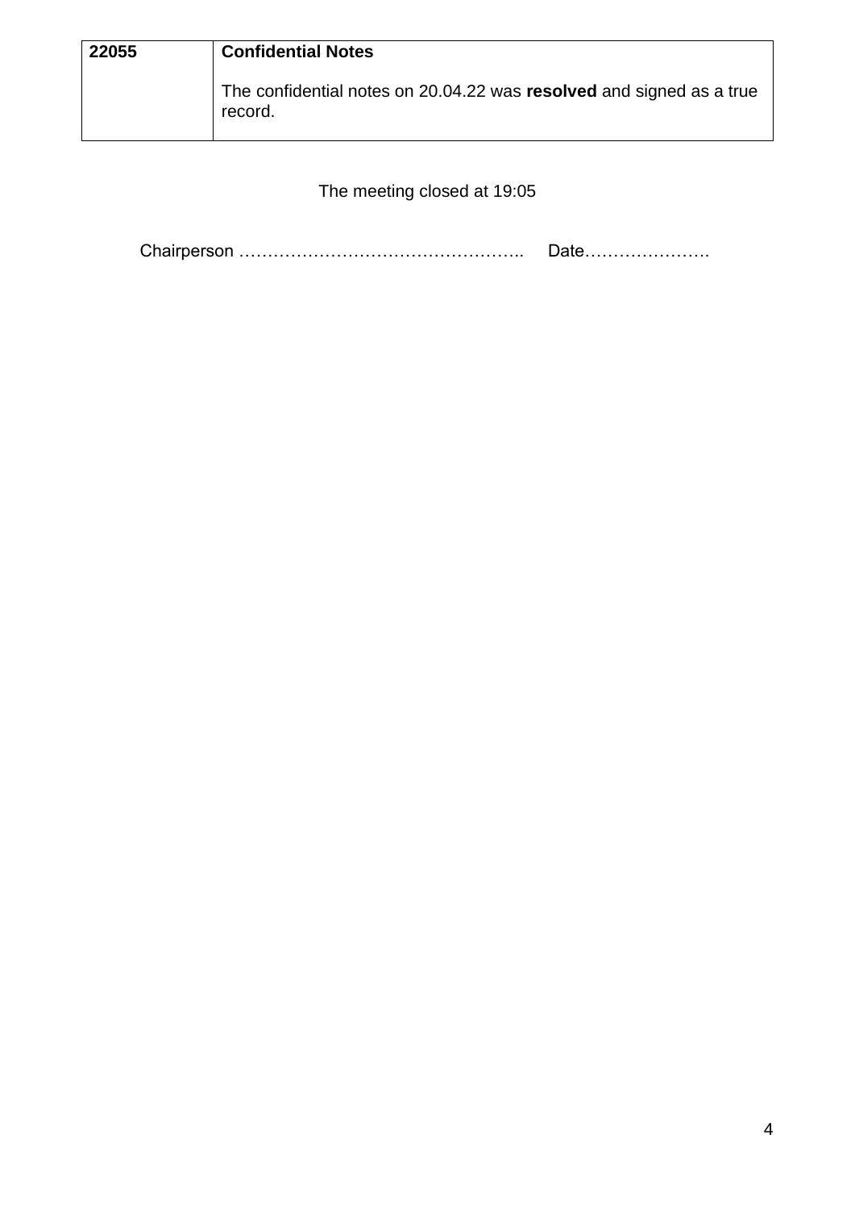| | |
|---|---|
| **22055** | **Confidential Notes**<br><br>The confidential notes on 20.04.22 was **resolved** and signed as a true record. |

The meeting closed at 19:05

Chairperson ………………………………………….. Date………………….